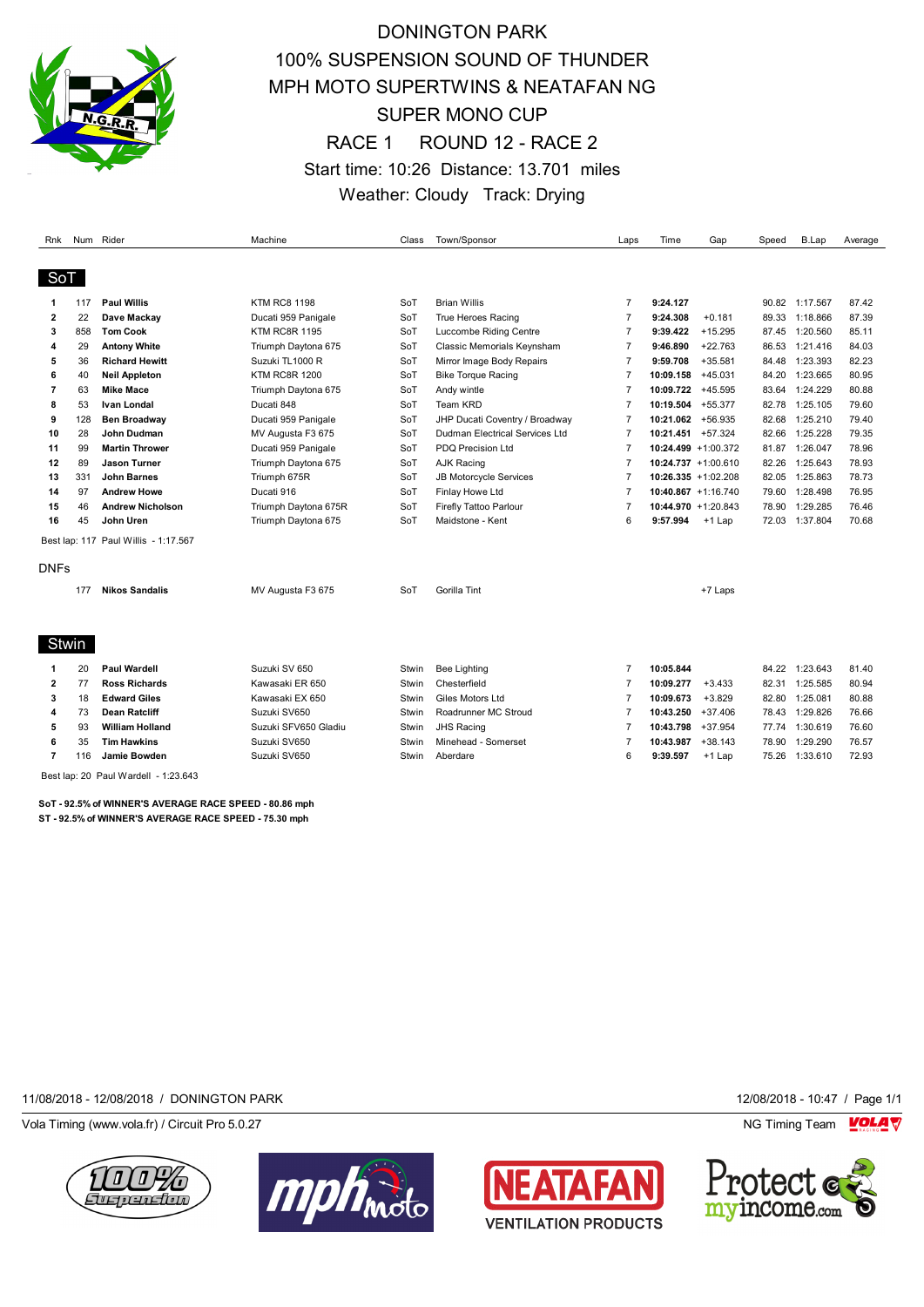# DONINGTON PARK

## 100% SUSPENSION SOUND OF THUNDER
## MPH MOTO SUPERTWINS & NEATAFAN NG
## SUPER MONO CUP

### RACE 1 ROUND 12 - RACE 2

Start time: 10:26 Distance: 13.701 miles

Weather: Cloudy Track: Drying

| Rnk | Num | Rider | Machine | Class | Town/Sponsor | Laps | Time | Gap | Speed | B.Lap | Average |
|---|---|---|---|---|---|---|---|---|---|---|---|
| **SoT** | | | | | | | | | | | |
| 1 | 117 | **Paul Willis** | KTM RC8 1198 | SoT | Brian Willis | 7 | **9:24.127** | | 90.82 | 1:17.567 | 87.42 |
| 2 | 22 | **Dave Mackay** | Ducati 959 Panigale | SoT | True Heroes Racing | 7 | **9:24.308** | +0.181 | 89.33 | 1:18.866 | 87.39 |
| 3 | 858 | **Tom Cook** | KTM RC8R 1195 | SoT | Luccombe Riding Centre | 7 | **9:39.422** | +15.295 | 87.45 | 1:20.560 | 85.11 |
| 4 | 29 | **Antony White** | Triumph Daytona 675 | SoT | Classic Memorials Keynsham | 7 | **9:46.890** | +22.763 | 86.53 | 1:21.416 | 84.03 |
| 5 | 36 | **Richard Hewitt** | Suzuki TL1000 R | SoT | Mirror Image Body Repairs | 7 | **9:59.708** | +35.581 | 84.48 | 1:23.393 | 82.23 |
| 6 | 40 | **Neil Appleton** | KTM RC8R 1200 | SoT | Bike Torque Racing | 7 | **10:09.158** | +45.031 | 84.20 | 1:23.665 | 80.95 |
| 7 | 63 | **Mike Mace** | Triumph Daytona 675 | SoT | Andy wintle | 7 | **10:09.722** | +45.595 | 83.64 | 1:24.229 | 80.88 |
| 8 | 53 | **Ivan Londal** | Ducati 848 | SoT | Team KRD | 7 | **10:19.504** | +55.377 | 82.78 | 1:25.105 | 79.60 |
| 9 | 128 | **Ben Broadway** | Ducati 959 Panigale | SoT | JHP Ducati Coventry / Broadway | 7 | **10:21.062** | +56.935 | 82.68 | 1:25.210 | 79.40 |
| 10 | 28 | **John Dudman** | MV Augusta F3 675 | SoT | Dudman Electrical Services Ltd | 7 | **10:21.451** | +57.324 | 82.66 | 1:25.228 | 79.35 |
| 11 | 99 | **Martin Thrower** | Ducati 959 Panigale | SoT | PDQ Precision Ltd | 7 | **10:24.499** | +1:00.372 | 81.87 | 1:26.047 | 78.96 |
| 12 | 89 | **Jason Turner** | Triumph Daytona 675 | SoT | AJK Racing | 7 | **10:24.737** | +1:00.610 | 82.26 | 1:25.643 | 78.93 |
| 13 | 331 | **John Barnes** | Triumph 675R | SoT | JB Motorcycle Services | 7 | **10:26.335** | +1:02.208 | 82.05 | 1:25.863 | 78.73 |
| 14 | 97 | **Andrew Howe** | Ducati 916 | SoT | Finlay Howe Ltd | 7 | **10:40.867** | +1:16.740 | 79.60 | 1:28.498 | 76.95 |
| 15 | 46 | **Andrew Nicholson** | Triumph Daytona 675R | SoT | Firefly Tattoo Parlour | 7 | **10:44.970** | +1:20.843 | 78.90 | 1:29.285 | 76.46 |
| 16 | 45 | **John Uren** | Triumph Daytona 675 | SoT | Maidstone - Kent | 6 | **9:57.994** | +1 Lap | 72.03 | 1:37.804 | 70.68 |

Best lap: 117 Paul Willis - 1:17.567

DNFs

| Rnk | Num | Rider | Machine | Class | Town/Sponsor | Laps | Time | Gap | Speed | B.Lap | Average |
|---|---|---|---|---|---|---|---|---|---|---|---|
| | 177 | **Nikos Sandalis** | MV Augusta F3 675 | SoT | Gorilla Tint | | | +7 Laps | | | |

| Rnk | Num | Rider | Machine | Class | Town/Sponsor | Laps | Time | Gap | Speed | B.Lap | Average |
|---|---|---|---|---|---|---|---|---|---|---|---|
| **Stwin** | | | | | | | | | | | |
| 1 | 20 | **Paul Wardell** | Suzuki SV 650 | Stwin | Bee Lighting | 7 | **10:05.844** | | 84.22 | 1:23.643 | 81.40 |
| 2 | 77 | **Ross Richards** | Kawasaki ER 650 | Stwin | Chesterfield | 7 | **10:09.277** | +3.433 | 82.31 | 1:25.585 | 80.94 |
| 3 | 18 | **Edward Giles** | Kawasaki EX 650 | Stwin | Giles Motors Ltd | 7 | **10:09.673** | +3.829 | 82.80 | 1:25.081 | 80.88 |
| 4 | 73 | **Dean Ratcliff** | Suzuki SV650 | Stwin | Roadrunner MC Stroud | 7 | **10:43.250** | +37.406 | 78.43 | 1:29.826 | 76.66 |
| 5 | 93 | **William Holland** | Suzuki SFV650 Gladiu | Stwin | JHS Racing | 7 | **10:43.798** | +37.954 | 77.74 | 1:30.619 | 76.60 |
| 6 | 35 | **Tim Hawkins** | Suzuki SV650 | Stwin | Minehead - Somerset | 7 | **10:43.987** | +38.143 | 78.90 | 1:29.290 | 76.57 |
| 7 | 116 | **Jamie Bowden** | Suzuki SV650 | Stwin | Aberdare | 6 | **9:39.597** | +1 Lap | 75.26 | 1:33.610 | 72.93 |

Best lap: 20 Paul Wardell - 1:23.643

**SoT - 92.5% of WINNER'S AVERAGE RACE SPEED - 80.86 mph**

**ST - 92.5% of WINNER'S AVERAGE RACE SPEED - 75.30 mph**

11/08/2018 - 12/08/2018 / DONINGTON PARK    12/08/2018 - 10:47

Vola Timing (www.vola.fr) / Circuit Pro 5.0.27    NG Timing Team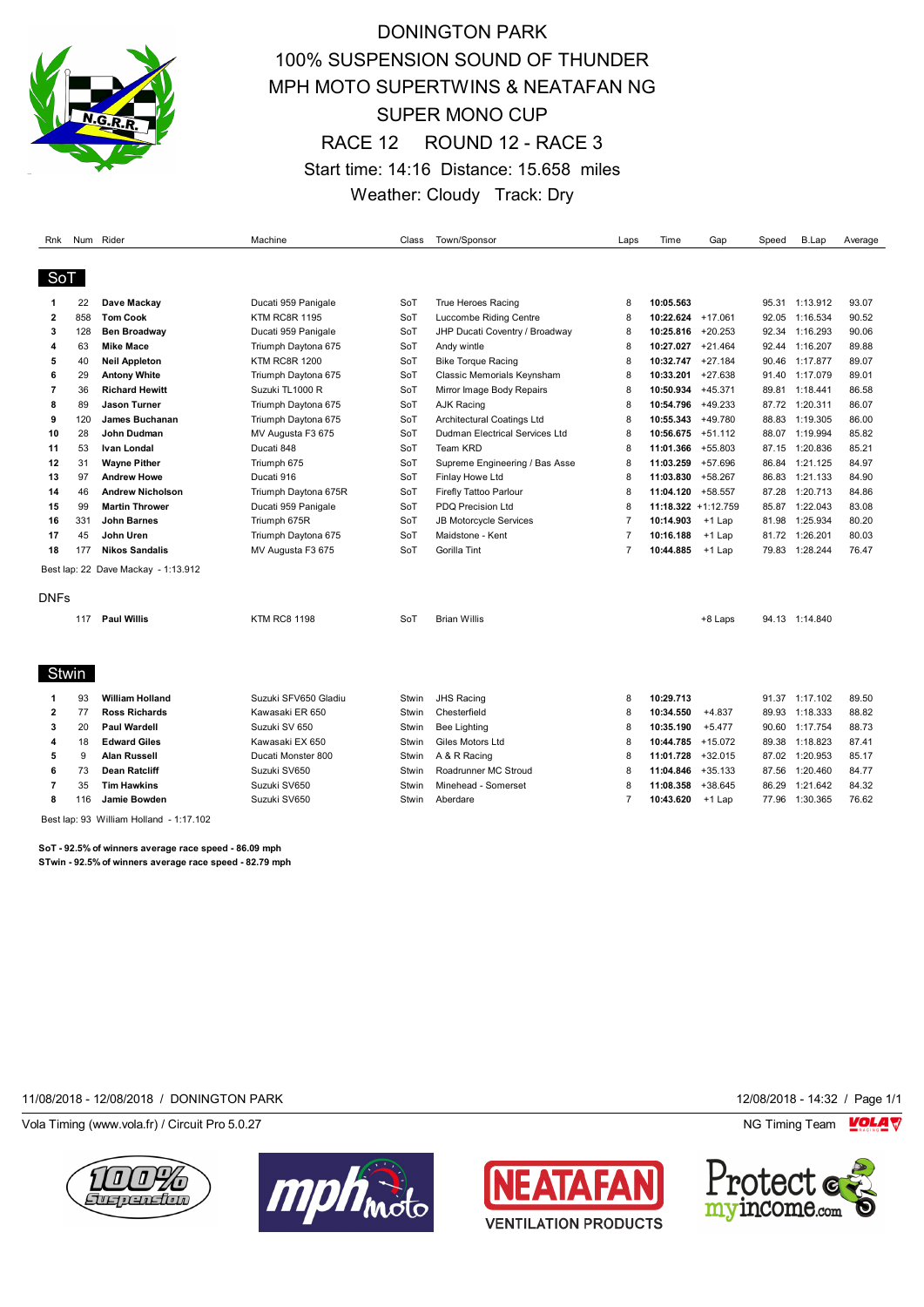# DONINGTON PARK

## 100% SUSPENSION SOUND OF THUNDER

## MPH MOTO SUPERTWINS & NEATAFAN NG

## SUPER MONO CUP

## RACE 12 ROUND 12 - RACE 3

Start time: 14:16 Distance: 15.658 miles

Weather: Cloudy Track: Dry

### SoT

| Rnk | Num | Rider | Machine | Class | Town/Sponsor | Laps | Time | Gap | Speed | B.Lap | Average |
|---|---|---|---|---|---|---|---|---|---|---|---|
| 1 | 22 | **Dave Mackay** | Ducati 959 Panigale | SoT | True Heroes Racing | 8 | **10:05.563** | | 95.31 | 1:13.912 | 93.07 |
| 2 | 858 | **Tom Cook** | KTM RC8R 1195 | SoT | Luccombe Riding Centre | 8 | **10:22.624** | +17.061 | 92.05 | 1:16.534 | 90.52 |
| 3 | 128 | **Ben Broadway** | Ducati 959 Panigale | SoT | JHP Ducati Coventry / Broadway | 8 | **10:25.816** | +20.253 | 92.34 | 1:16.293 | 90.06 |
| 4 | 63 | **Mike Mace** | Triumph Daytona 675 | SoT | Andy wintle | 8 | **10:27.027** | +21.464 | 92.44 | 1:16.207 | 89.88 |
| 5 | 40 | **Neil Appleton** | KTM RC8R 1200 | SoT | Bike Torque Racing | 8 | **10:32.747** | +27.184 | 90.46 | 1:17.877 | 89.07 |
| 6 | 29 | **Antony White** | Triumph Daytona 675 | SoT | Classic Memorials Keynsham | 8 | **10:33.201** | +27.638 | 91.40 | 1:17.079 | 89.01 |
| 7 | 36 | **Richard Hewitt** | Suzuki TL1000 R | SoT | Mirror Image Body Repairs | 8 | **10:50.934** | +45.371 | 89.81 | 1:18.441 | 86.58 |
| 8 | 89 | **Jason Turner** | Triumph Daytona 675 | SoT | AJK Racing | 8 | **10:54.796** | +49.233 | 87.72 | 1:20.311 | 86.07 |
| 9 | 120 | **James Buchanan** | Triumph Daytona 675 | SoT | Architectural Coatings Ltd | 8 | **10:55.343** | +49.780 | 88.83 | 1:19.305 | 86.00 |
| 10 | 28 | **John Dudman** | MV Augusta F3 675 | SoT | Dudman Electrical Services Ltd | 8 | **10:56.675** | +51.112 | 88.07 | 1:19.994 | 85.82 |
| 11 | 53 | **Ivan Londal** | Ducati 848 | SoT | Team KRD | 8 | **11:01.366** | +55.803 | 87.15 | 1:20.836 | 85.21 |
| 12 | 31 | **Wayne Pither** | Triumph 675 | SoT | Supreme Engineering / Bas Asse | 8 | **11:03.259** | +57.696 | 86.84 | 1:21.125 | 84.97 |
| 13 | 97 | **Andrew Howe** | Ducati 916 | SoT | Finlay Howe Ltd | 8 | **11:03.830** | +58.267 | 86.83 | 1:21.133 | 84.90 |
| 14 | 46 | **Andrew Nicholson** | Triumph Daytona 675R | SoT | Firefly Tattoo Parlour | 8 | **11:04.120** | +58.557 | 87.28 | 1:20.713 | 84.86 |
| 15 | 99 | **Martin Thrower** | Ducati 959 Panigale | SoT | PDQ Precision Ltd | 8 | **11:18.322** | +1:12.759 | 85.87 | 1:22.043 | 83.08 |
| 16 | 331 | **John Barnes** | Triumph 675R | SoT | JB Motorcycle Services | 7 | **10:14.903** | +1 Lap | 81.98 | 1:25.934 | 80.20 |
| 17 | 45 | **John Uren** | Triumph Daytona 675 | SoT | Maidstone - Kent | 7 | **10:16.188** | +1 Lap | 81.72 | 1:26.201 | 80.03 |
| 18 | 177 | **Nikos Sandalis** | MV Augusta F3 675 | SoT | Gorilla Tint | 7 | **10:44.885** | +1 Lap | 79.83 | 1:28.244 | 76.47 |

Best lap: 22 Dave Mackay - 1:13.912

### DNFs

| Rnk | Num | Rider | Machine | Class | Town/Sponsor | Laps | Time | Gap | Speed | B.Lap | Average |
|---|---|---|---|---|---|---|---|---|---|---|---|
| | 117 | **Paul Willis** | KTM RC8 1198 | SoT | Brian Willis | | | +8 Laps | 94.13 | 1:14.840 | |

### Stwin

| Rnk | Num | Rider | Machine | Class | Town/Sponsor | Laps | Time | Gap | Speed | B.Lap | Average |
|---|---|---|---|---|---|---|---|---|---|---|---|
| 1 | 93 | **William Holland** | Suzuki SFV650 Gladiu | Stwin | JHS Racing | 8 | **10:29.713** | | 91.37 | 1:17.102 | 89.50 |
| 2 | 77 | **Ross Richards** | Kawasaki ER 650 | Stwin | Chesterfield | 8 | **10:34.550** | +4.837 | 89.93 | 1:18.333 | 88.82 |
| 3 | 20 | **Paul Wardell** | Suzuki SV 650 | Stwin | Bee Lighting | 8 | **10:35.190** | +5.477 | 90.60 | 1:17.754 | 88.73 |
| 4 | 18 | **Edward Giles** | Kawasaki EX 650 | Stwin | Giles Motors Ltd | 8 | **10:44.785** | +15.072 | 89.38 | 1:18.823 | 87.41 |
| 5 | 9 | **Alan Russell** | Ducati Monster 800 | Stwin | A & R Racing | 8 | **11:01.728** | +32.015 | 87.02 | 1:20.953 | 85.17 |
| 6 | 73 | **Dean Ratcliff** | Suzuki SV650 | Stwin | Roadrunner MC Stroud | 8 | **11:04.846** | +35.133 | 87.56 | 1:20.460 | 84.77 |
| 7 | 35 | **Tim Hawkins** | Suzuki SV650 | Stwin | Minehead - Somerset | 8 | **11:08.358** | +38.645 | 86.29 | 1:21.642 | 84.32 |
| 8 | 116 | **Jamie Bowden** | Suzuki SV650 | Stwin | Aberdare | 7 | **10:43.620** | +1 Lap | 77.96 | 1:30.365 | 76.62 |

Best lap: 93 William Holland - 1:17.102

**SoT - 92.5% of winners average race speed - 86.09 mph**
**STwin - 92.5% of winners average race speed - 82.79 mph**

11/08/2018 - 12/08/2018 / DONINGTON PARK    12/08/2018 - 14:32

Vola Timing (www.vola.fr) / Circuit Pro 5.0.27    NG Timing Team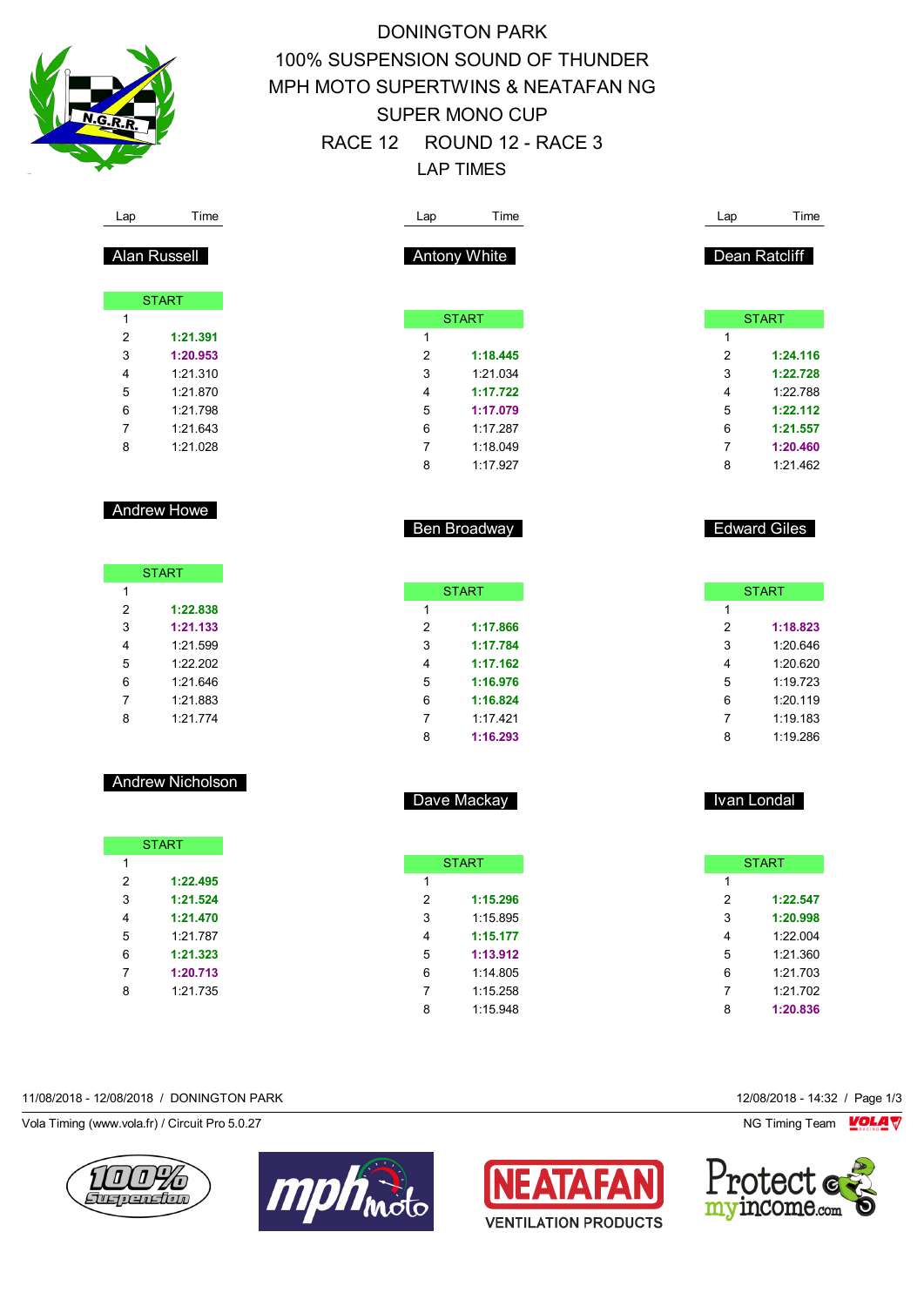# DONINGTON PARK

## 100% SUSPENSION SOUND OF THUNDER

## MPH MOTO SUPERTWINS & NEATAFAN NG

## SUPER MONO CUP

## RACE 12 ROUND 12 - RACE 3

## LAP TIMES

### Alan Russell

| Lap | Time |
|---|---|
| START | |
| 1 | |
| 2 | **1:21.391** |
| 3 | **1:20.953** |
| 4 | 1:21.310 |
| 5 | 1:21.870 |
| 6 | 1:21.798 |
| 7 | 1:21.643 |
| 8 | 1:21.028 |

### Andrew Howe

| Lap | Time |
|---|---|
| START | |
| 1 | |
| 2 | **1:22.838** |
| 3 | **1:21.133** |
| 4 | 1:21.599 |
| 5 | 1:22.202 |
| 6 | 1:21.646 |
| 7 | 1:21.883 |
| 8 | 1:21.774 |

### Andrew Nicholson

| Lap | Time |
|---|---|
| START | |
| 1 | |
| 2 | **1:22.495** |
| 3 | **1:21.524** |
| 4 | **1:21.470** |
| 5 | 1:21.787 |
| 6 | **1:21.323** |
| 7 | **1:20.713** |
| 8 | 1:21.735 |

### Antony White

| Lap | Time |
|---|---|
| START | |
| 1 | |
| 2 | **1:18.445** |
| 3 | 1:21.034 |
| 4 | **1:17.722** |
| 5 | **1:17.079** |
| 6 | 1:17.287 |
| 7 | 1:18.049 |
| 8 | 1:17.927 |

### Ben Broadway

| Lap | Time |
|---|---|
| START | |
| 1 | |
| 2 | **1:17.866** |
| 3 | **1:17.784** |
| 4 | **1:17.162** |
| 5 | **1:16.976** |
| 6 | **1:16.824** |
| 7 | 1:17.421 |
| 8 | **1:16.293** |

### Dave Mackay

| Lap | Time |
|---|---|
| START | |
| 1 | |
| 2 | **1:15.296** |
| 3 | 1:15.895 |
| 4 | **1:15.177** |
| 5 | **1:13.912** |
| 6 | 1:14.805 |
| 7 | 1:15.258 |
| 8 | 1:15.948 |

### Dean Ratcliff

| Lap | Time |
|---|---|
| START | |
| 1 | |
| 2 | **1:24.116** |
| 3 | **1:22.728** |
| 4 | 1:22.788 |
| 5 | **1:22.112** |
| 6 | **1:21.557** |
| 7 | **1:20.460** |
| 8 | 1:21.462 |

### Edward Giles

| Lap | Time |
|---|---|
| START | |
| 1 | |
| 2 | **1:18.823** |
| 3 | 1:20.646 |
| 4 | 1:20.620 |
| 5 | 1:19.723 |
| 6 | 1:20.119 |
| 7 | 1:19.183 |
| 8 | 1:19.286 |

### Ivan Londal

| Lap | Time |
|---|---|
| START | |
| 1 | |
| 2 | **1:22.547** |
| 3 | **1:20.998** |
| 4 | 1:22.004 |
| 5 | 1:21.360 |
| 6 | 1:21.703 |
| 7 | 1:21.702 |
| 8 | **1:20.836** |

11/08/2018 - 12/08/2018 / DONINGTON PARK

12/08/2018 - 14:32

Vola Timing (www.vola.fr) / Circuit Pro 5.0.27

NG Timing Team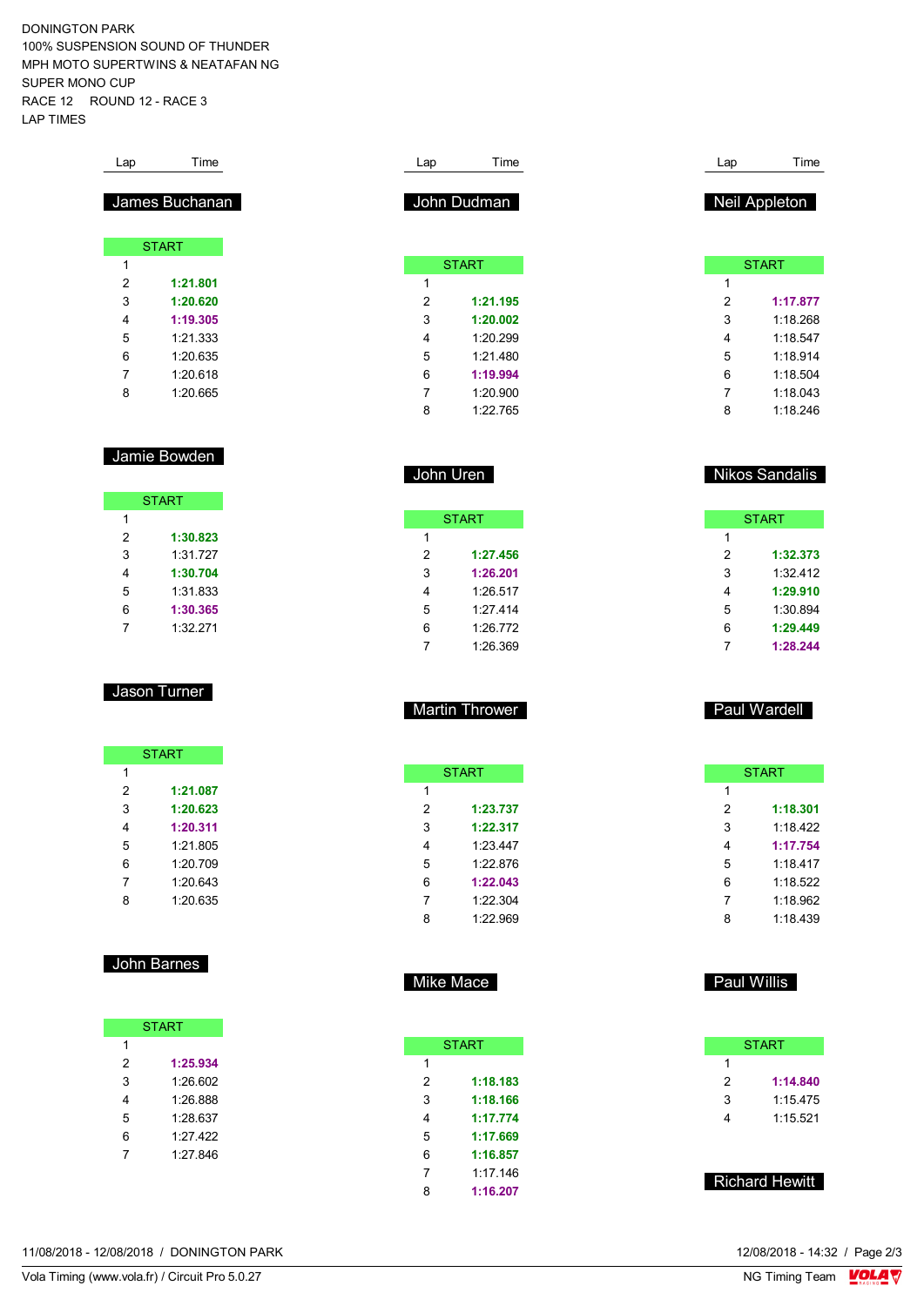DONINGTON PARK
100% SUSPENSION SOUND OF THUNDER
MPH MOTO SUPERTWINS & NEATAFAN NG
SUPER MONO CUP
RACE 12 ROUND 12 - RACE 3
LAP TIMES

### James Buchanan

| Lap | Time |
|---|---|
| START | |
| 1 | |
| 2 | **1:21.801** |
| 3 | **1:20.620** |
| 4 | **1:19.305** |
| 5 | 1:21.333 |
| 6 | 1:20.635 |
| 7 | 1:20.618 |
| 8 | 1:20.665 |

### Jamie Bowden

| Lap | Time |
|---|---|
| START | |
| 1 | |
| 2 | **1:30.823** |
| 3 | 1:31.727 |
| 4 | **1:30.704** |
| 5 | 1:31.833 |
| 6 | **1:30.365** |
| 7 | 1:32.271 |

### Jason Turner

| Lap | Time |
|---|---|
| START | |
| 1 | |
| 2 | **1:21.087** |
| 3 | **1:20.623** |
| 4 | **1:20.311** |
| 5 | 1:21.805 |
| 6 | 1:20.709 |
| 7 | 1:20.643 |
| 8 | 1:20.635 |

### John Barnes

| Lap | Time |
|---|---|
| START | |
| 1 | |
| 2 | **1:25.934** |
| 3 | 1:26.602 |
| 4 | 1:26.888 |
| 5 | 1:28.637 |
| 6 | 1:27.422 |
| 7 | 1:27.846 |

### John Dudman

| Lap | Time |
|---|---|
| START | |
| 1 | |
| 2 | **1:21.195** |
| 3 | **1:20.002** |
| 4 | 1:20.299 |
| 5 | 1:21.480 |
| 6 | **1:19.994** |
| 7 | 1:20.900 |
| 8 | 1:22.765 |

### John Uren

| Lap | Time |
|---|---|
| START | |
| 1 | |
| 2 | **1:27.456** |
| 3 | **1:26.201** |
| 4 | 1:26.517 |
| 5 | 1:27.414 |
| 6 | 1:26.772 |
| 7 | 1:26.369 |

### Martin Thrower

| Lap | Time |
|---|---|
| START | |
| 1 | |
| 2 | **1:23.737** |
| 3 | **1:22.317** |
| 4 | 1:23.447 |
| 5 | 1:22.876 |
| 6 | **1:22.043** |
| 7 | 1:22.304 |
| 8 | 1:22.969 |

### Mike Mace

| Lap | Time |
|---|---|
| START | |
| 1 | |
| 2 | **1:18.183** |
| 3 | **1:18.166** |
| 4 | **1:17.774** |
| 5 | **1:17.669** |
| 6 | **1:16.857** |
| 7 | 1:17.146 |
| 8 | **1:16.207** |

### Neil Appleton

| Lap | Time |
|---|---|
| START | |
| 1 | |
| 2 | **1:17.877** |
| 3 | 1:18.268 |
| 4 | 1:18.547 |
| 5 | 1:18.914 |
| 6 | 1:18.504 |
| 7 | 1:18.043 |
| 8 | 1:18.246 |

### Nikos Sandalis

| Lap | Time |
|---|---|
| START | |
| 1 | |
| 2 | **1:32.373** |
| 3 | 1:32.412 |
| 4 | **1:29.910** |
| 5 | 1:30.894 |
| 6 | **1:29.449** |
| 7 | **1:28.244** |

### Paul Wardell

| Lap | Time |
|---|---|
| START | |
| 1 | |
| 2 | **1:18.301** |
| 3 | 1:18.422 |
| 4 | **1:17.754** |
| 5 | 1:18.417 |
| 6 | 1:18.522 |
| 7 | 1:18.962 |
| 8 | 1:18.439 |

### Paul Willis

| Lap | Time |
|---|---|
| START | |
| 1 | |
| 2 | **1:14.840** |
| 3 | 1:15.475 |
| 4 | 1:15.521 |

### Richard Hewitt

11/08/2018 - 12/08/2018 / DONINGTON PARK
Vola Timing (www.vola.fr) / Circuit Pro 5.0.27
12/08/2018 - 14:32
NG Timing Team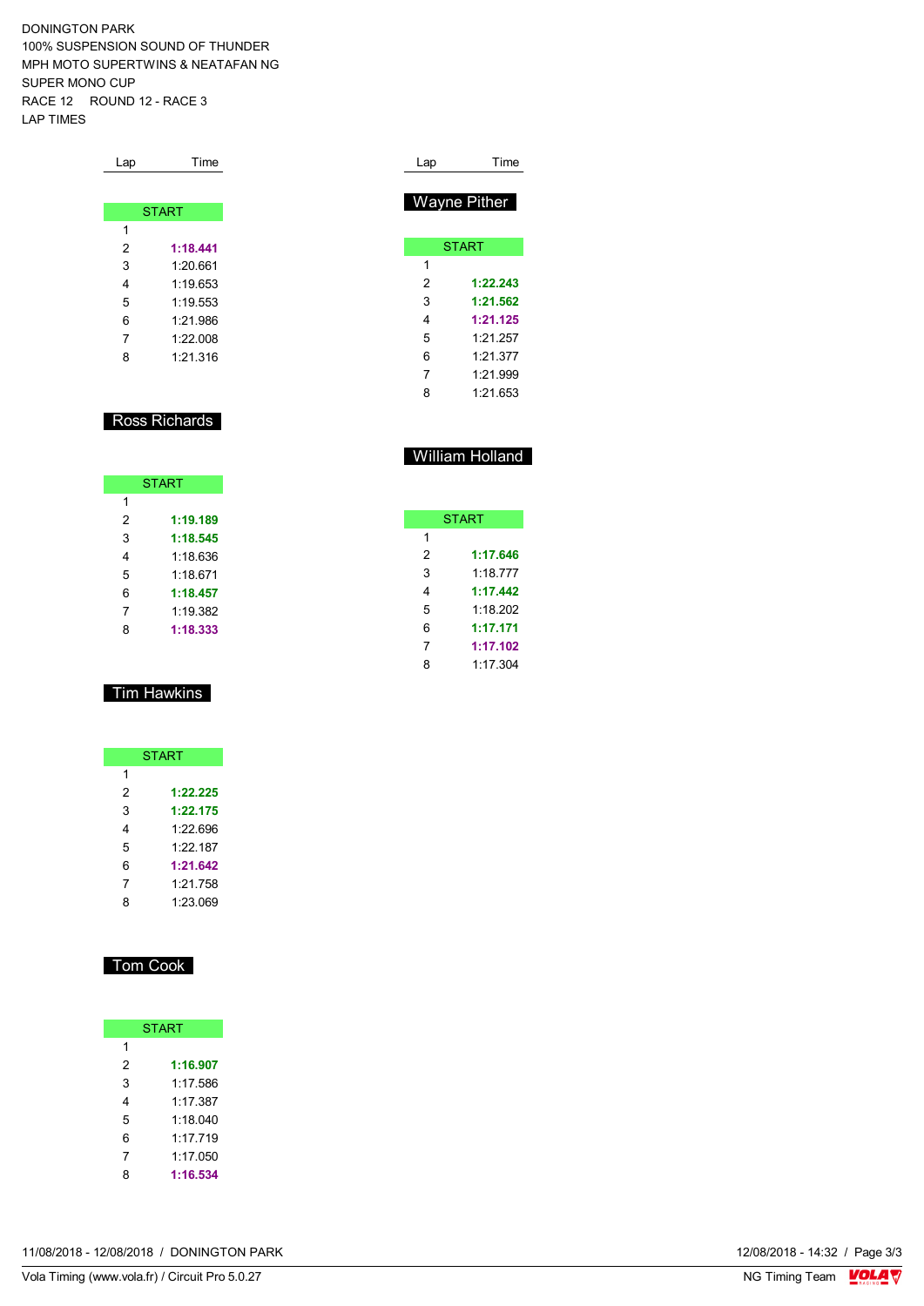DONINGTON PARK
100% SUSPENSION SOUND OF THUNDER
MPH MOTO SUPERTWINS & NEATAFAN NG
SUPER MONO CUP
RACE 12 ROUND 12 - RACE 3
LAP TIMES

| Lap | Time |
|---|---|
| START | |
| 1 | |
| 2 | **1:18.441** |
| 3 | 1:20.661 |
| 4 | 1:19.653 |
| 5 | 1:19.553 |
| 6 | 1:21.986 |
| 7 | 1:22.008 |
| 8 | 1:21.316 |

### Ross Richards

| Lap | Time |
|---|---|
| START | |
| 1 | |
| 2 | **1:19.189** |
| 3 | **1:18.545** |
| 4 | 1:18.636 |
| 5 | 1:18.671 |
| 6 | **1:18.457** |
| 7 | 1:19.382 |
| 8 | **1:18.333** |

### Tim Hawkins

| Lap | Time |
|---|---|
| START | |
| 1 | |
| 2 | **1:22.225** |
| 3 | **1:22.175** |
| 4 | 1:22.696 |
| 5 | 1:22.187 |
| 6 | **1:21.642** |
| 7 | 1:21.758 |
| 8 | 1:23.069 |

### Tom Cook

| Lap | Time |
|---|---|
| START | |
| 1 | |
| 2 | **1:16.907** |
| 3 | 1:17.586 |
| 4 | 1:17.387 |
| 5 | 1:18.040 |
| 6 | 1:17.719 |
| 7 | 1:17.050 |
| 8 | **1:16.534** |

### Wayne Pither

| Lap | Time |
|---|---|
| START | |
| 1 | |
| 2 | **1:22.243** |
| 3 | **1:21.562** |
| 4 | **1:21.125** |
| 5 | 1:21.257 |
| 6 | 1:21.377 |
| 7 | 1:21.999 |
| 8 | 1:21.653 |

### William Holland

| Lap | Time |
|---|---|
| START | |
| 1 | |
| 2 | **1:17.646** |
| 3 | 1:18.777 |
| 4 | **1:17.442** |
| 5 | 1:18.202 |
| 6 | **1:17.171** |
| 7 | **1:17.102** |
| 8 | 1:17.304 |